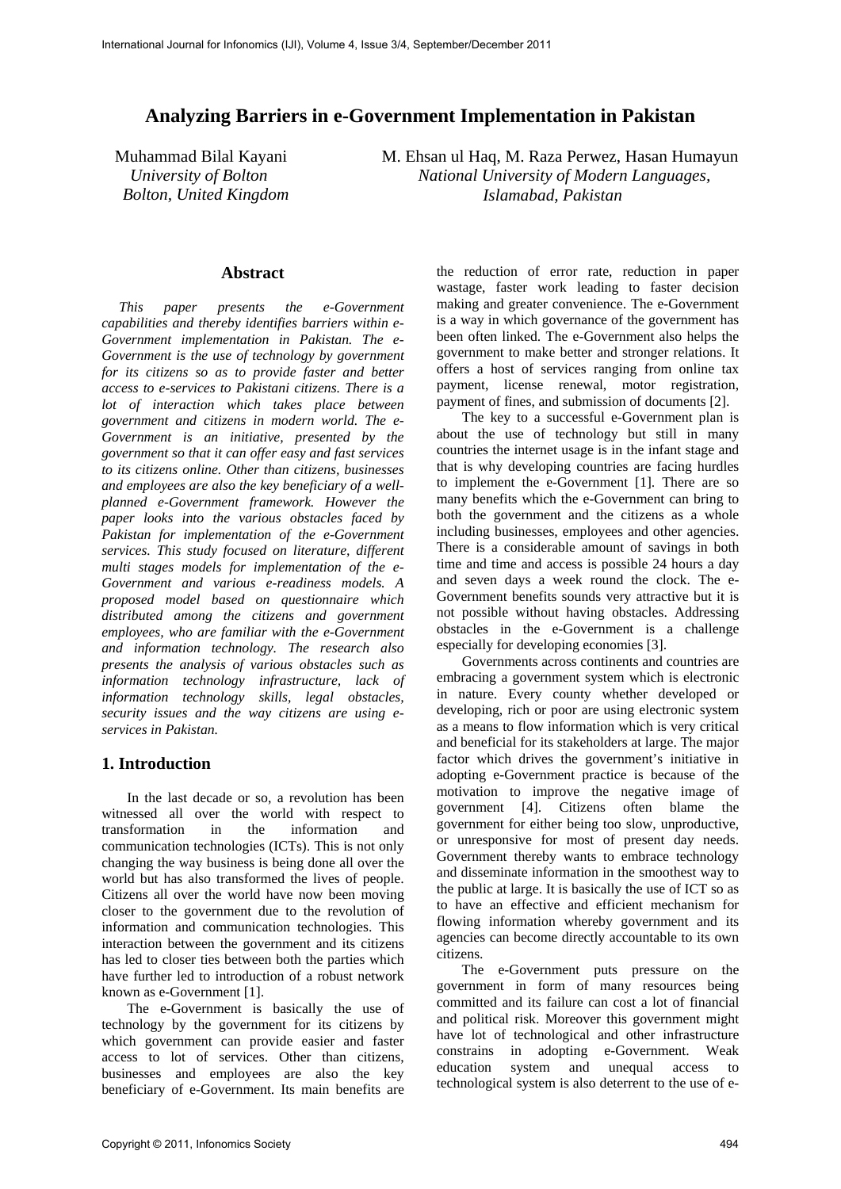# Analyzing Barriers in e-Government Implementation in Pakistan

Muhammad Bilal Kayani
*University of Bolton*
*Bolton, United Kingdom*

M. Ehsan ul Haq, M. Raza Perwez, Hasan Humayun
*National University of Modern Languages,*
*Islamabad, Pakistan*

## Abstract

*This paper presents the e-Government capabilities and thereby identifies barriers within e-Government implementation in Pakistan. The e-Government is the use of technology by government for its citizens so as to provide faster and better access to e-services to Pakistani citizens. There is a lot of interaction which takes place between government and citizens in modern world. The e-Government is an initiative, presented by the government so that it can offer easy and fast services to its citizens online. Other than citizens, businesses and employees are also the key beneficiary of a well-planned e-Government framework. However the paper looks into the various obstacles faced by Pakistan for implementation of the e-Government services. This study focused on literature, different multi stages models for implementation of the e-Government and various e-readiness models. A proposed model based on questionnaire which distributed among the citizens and government employees, who are familiar with the e-Government and information technology. The research also presents the analysis of various obstacles such as information technology infrastructure, lack of information technology skills, legal obstacles, security issues and the way citizens are using e-services in Pakistan.*

## 1. Introduction

In the last decade or so, a revolution has been witnessed all over the world with respect to transformation in the information and communication technologies (ICTs). This is not only changing the way business is being done all over the world but has also transformed the lives of people. Citizens all over the world have now been moving closer to the government due to the revolution of information and communication technologies. This interaction between the government and its citizens has led to closer ties between both the parties which have further led to introduction of a robust network known as e-Government [1].

The e-Government is basically the use of technology by the government for its citizens by which government can provide easier and faster access to lot of services. Other than citizens, businesses and employees are also the key beneficiary of e-Government. Its main benefits are the reduction of error rate, reduction in paper wastage, faster work leading to faster decision making and greater convenience. The e-Government is a way in which governance of the government has been often linked. The e-Government also helps the government to make better and stronger relations. It offers a host of services ranging from online tax payment, license renewal, motor registration, payment of fines, and submission of documents [2].

The key to a successful e-Government plan is about the use of technology but still in many countries the internet usage is in the infant stage and that is why developing countries are facing hurdles to implement the e-Government [1]. There are so many benefits which the e-Government can bring to both the government and the citizens as a whole including businesses, employees and other agencies. There is a considerable amount of savings in both time and time and access is possible 24 hours a day and seven days a week round the clock. The e-Government benefits sounds very attractive but it is not possible without having obstacles. Addressing obstacles in the e-Government is a challenge especially for developing economies [3].

Governments across continents and countries are embracing a government system which is electronic in nature. Every county whether developed or developing, rich or poor are using electronic system as a means to flow information which is very critical and beneficial for its stakeholders at large. The major factor which drives the government's initiative in adopting e-Government practice is because of the motivation to improve the negative image of government [4]. Citizens often blame the government for either being too slow, unproductive, or unresponsive for most of present day needs. Government thereby wants to embrace technology and disseminate information in the smoothest way to the public at large. It is basically the use of ICT so as to have an effective and efficient mechanism for flowing information whereby government and its agencies can become directly accountable to its own citizens.

The e-Government puts pressure on the government in form of many resources being committed and its failure can cost a lot of financial and political risk. Moreover this government might have lot of technological and other infrastructure constrains in adopting e-Government. Weak education system and unequal access to technological system is also deterrent to the use of e-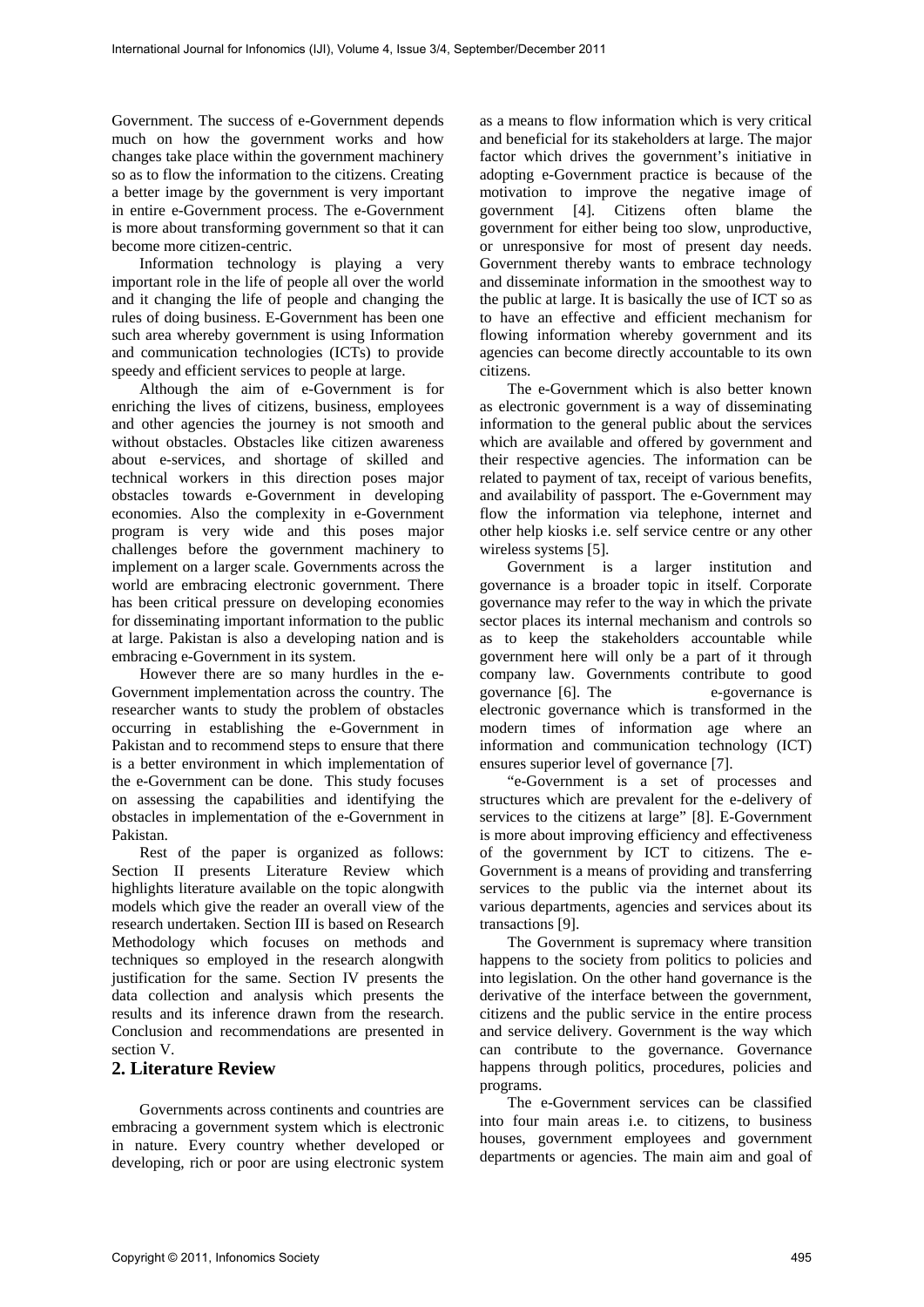Government. The success of e-Government depends much on how the government works and how changes take place within the government machinery so as to flow the information to the citizens. Creating a better image by the government is very important in entire e-Government process. The e-Government is more about transforming government so that it can become more citizen-centric.

Information technology is playing a very important role in the life of people all over the world and it changing the life of people and changing the rules of doing business. E-Government has been one such area whereby government is using Information and communication technologies (ICTs) to provide speedy and efficient services to people at large.

Although the aim of e-Government is for enriching the lives of citizens, business, employees and other agencies the journey is not smooth and without obstacles. Obstacles like citizen awareness about e-services, and shortage of skilled and technical workers in this direction poses major obstacles towards e-Government in developing economies. Also the complexity in e-Government program is very wide and this poses major challenges before the government machinery to implement on a larger scale. Governments across the world are embracing electronic government. There has been critical pressure on developing economies for disseminating important information to the public at large. Pakistan is also a developing nation and is embracing e-Government in its system.

However there are so many hurdles in the e-Government implementation across the country. The researcher wants to study the problem of obstacles occurring in establishing the e-Government in Pakistan and to recommend steps to ensure that there is a better environment in which implementation of the e-Government can be done. This study focuses on assessing the capabilities and identifying the obstacles in implementation of the e-Government in Pakistan.

Rest of the paper is organized as follows: Section II presents Literature Review which highlights literature available on the topic alongwith models which give the reader an overall view of the research undertaken. Section III is based on Research Methodology which focuses on methods and techniques so employed in the research alongwith justification for the same. Section IV presents the data collection and analysis which presents the results and its inference drawn from the research. Conclusion and recommendations are presented in section V.

## 2. Literature Review

Governments across continents and countries are embracing a government system which is electronic in nature. Every country whether developed or developing, rich or poor are using electronic system as a means to flow information which is very critical and beneficial for its stakeholders at large. The major factor which drives the government's initiative in adopting e-Government practice is because of the motivation to improve the negative image of government [4]. Citizens often blame the government for either being too slow, unproductive, or unresponsive for most of present day needs. Government thereby wants to embrace technology and disseminate information in the smoothest way to the public at large. It is basically the use of ICT so as to have an effective and efficient mechanism for flowing information whereby government and its agencies can become directly accountable to its own citizens.

The e-Government which is also better known as electronic government is a way of disseminating information to the general public about the services which are available and offered by government and their respective agencies. The information can be related to payment of tax, receipt of various benefits, and availability of passport. The e-Government may flow the information via telephone, internet and other help kiosks i.e. self service centre or any other wireless systems [5].

Government is a larger institution and governance is a broader topic in itself. Corporate governance may refer to the way in which the private sector places its internal mechanism and controls so as to keep the stakeholders accountable while government here will only be a part of it through company law. Governments contribute to good governance [6]. The e-governance is electronic governance which is transformed in the modern times of information age where an information and communication technology (ICT) ensures superior level of governance [7].

"e-Government is a set of processes and structures which are prevalent for the e-delivery of services to the citizens at large" [8]. E-Government is more about improving efficiency and effectiveness of the government by ICT to citizens. The e-Government is a means of providing and transferring services to the public via the internet about its various departments, agencies and services about its transactions [9].

The Government is supremacy where transition happens to the society from politics to policies and into legislation. On the other hand governance is the derivative of the interface between the government, citizens and the public service in the entire process and service delivery. Government is the way which can contribute to the governance. Governance happens through politics, procedures, policies and programs.

The e-Government services can be classified into four main areas i.e. to citizens, to business houses, government employees and government departments or agencies. The main aim and goal of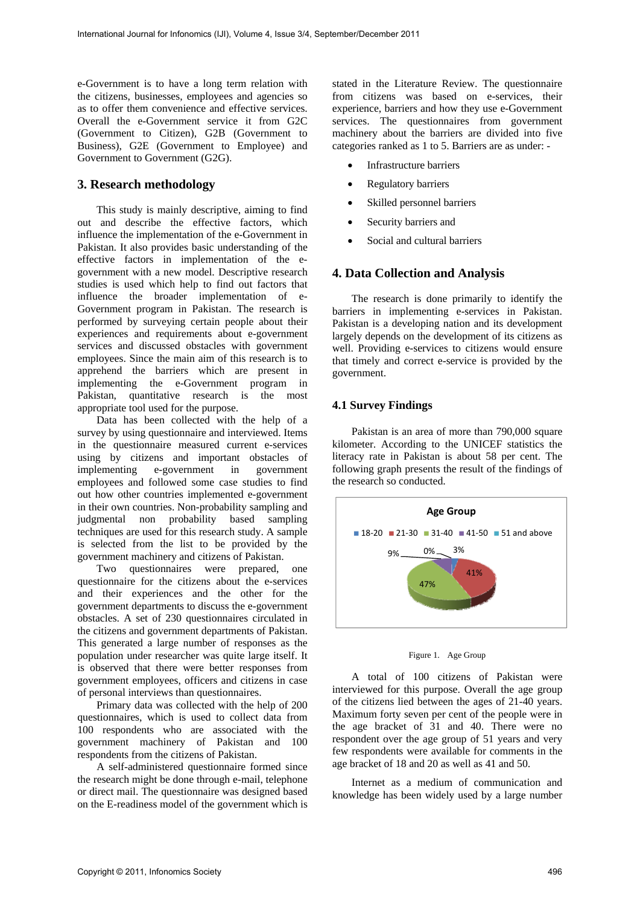e-Government is to have a long term relation with the citizens, businesses, employees and agencies so as to offer them convenience and effective services. Overall the e-Government service it from G2C (Government to Citizen), G2B (Government to Business), G2E (Government to Employee) and Government to Government (G2G).

## 3. Research methodology

This study is mainly descriptive, aiming to find out and describe the effective factors, which influence the implementation of the e-Government in Pakistan. It also provides basic understanding of the effective factors in implementation of the e-government with a new model. Descriptive research studies is used which help to find out factors that influence the broader implementation of e-Government program in Pakistan. The research is performed by surveying certain people about their experiences and requirements about e-government services and discussed obstacles with government employees. Since the main aim of this research is to apprehend the barriers which are present in implementing the e-Government program in Pakistan, quantitative research is the most appropriate tool used for the purpose.

Data has been collected with the help of a survey by using questionnaire and interviewed. Items in the questionnaire measured current e-services using by citizens and important obstacles of implementing e-government in government employees and followed some case studies to find out how other countries implemented e-government in their own countries. Non-probability sampling and judgmental non probability based sampling techniques are used for this research study. A sample is selected from the list to be provided by the government machinery and citizens of Pakistan.

Two questionnaires were prepared, one questionnaire for the citizens about the e-services and their experiences and the other for the government departments to discuss the e-government obstacles. A set of 230 questionnaires circulated in the citizens and government departments of Pakistan. This generated a large number of responses as the population under researcher was quite large itself. It is observed that there were better responses from government employees, officers and citizens in case of personal interviews than questionnaires.

Primary data was collected with the help of 200 questionnaires, which is used to collect data from 100 respondents who are associated with the government machinery of Pakistan and 100 respondents from the citizens of Pakistan.

A self-administered questionnaire formed since the research might be done through e-mail, telephone or direct mail. The questionnaire was designed based on the E-readiness model of the government which is stated in the Literature Review. The questionnaire from citizens was based on e-services, their experience, barriers and how they use e-Government services. The questionnaires from government machinery about the barriers are divided into five categories ranked as 1 to 5. Barriers are as under: -

- Infrastructure barriers
- Regulatory barriers
- Skilled personnel barriers
- Security barriers and
- Social and cultural barriers

## 4. Data Collection and Analysis

The research is done primarily to identify the barriers in implementing e-services in Pakistan. Pakistan is a developing nation and its development largely depends on the development of its citizens as well. Providing e-services to citizens would ensure that timely and correct e-service is provided by the government.

### 4.1 Survey Findings

Pakistan is an area of more than 790,000 square kilometer. According to the UNICEF statistics the literacy rate in Pakistan is about 58 per cent. The following graph presents the result of the findings of the research so conducted.

Age Group

| Age Group | Percentage |
|---|---|
| 18-20 | 3% |
| 21-30 | 41% |
| 31-40 | 47% |
| 41-50 | 9% |
| 51 and above | 0% |

Figure 1. Age Group

A total of 100 citizens of Pakistan were interviewed for this purpose. Overall the age group of the citizens lied between the ages of 21-40 years. Maximum forty seven per cent of the people were in the age bracket of 31 and 40. There were no respondent over the age group of 51 years and very few respondents were available for comments in the age bracket of 18 and 20 as well as 41 and 50.

Internet as a medium of communication and knowledge has been widely used by a large number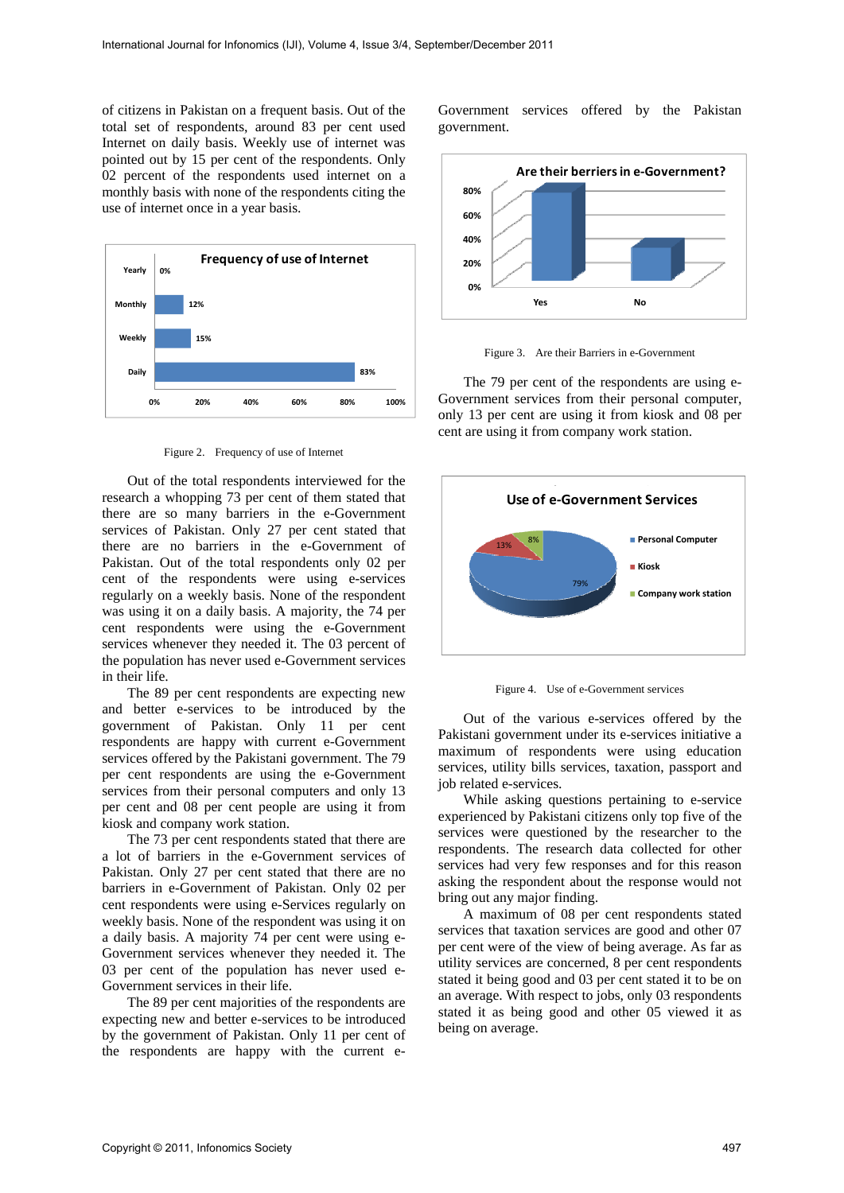of citizens in Pakistan on a frequent basis. Out of the total set of respondents, around 83 per cent used Internet on daily basis. Weekly use of internet was pointed out by 15 per cent of the respondents. Only 02 percent of the respondents used internet on a monthly basis with none of the respondents citing the use of internet once in a year basis.

Figure 2. Frequency of use of Internet

Out of the total respondents interviewed for the research a whopping 73 per cent of them stated that there are so many barriers in the e-Government services of Pakistan. Only 27 per cent stated that there are no barriers in the e-Government of Pakistan. Out of the total respondents only 02 per cent of the respondents were using e-services regularly on a weekly basis. None of the respondent was using it on a daily basis. A majority, the 74 per cent respondents were using the e-Government services whenever they needed it. The 03 percent of the population has never used e-Government services in their life.

The 89 per cent respondents are expecting new and better e-services to be introduced by the government of Pakistan. Only 11 per cent respondents are happy with current e-Government services offered by the Pakistani government. The 79 per cent respondents are using the e-Government services from their personal computers and only 13 per cent and 08 per cent people are using it from kiosk and company work station.

The 73 per cent respondents stated that there are a lot of barriers in the e-Government services of Pakistan. Only 27 per cent stated that there are no barriers in e-Government of Pakistan. Only 02 per cent respondents were using e-Services regularly on weekly basis. None of the respondent was using it on a daily basis. A majority 74 per cent were using e-Government services whenever they needed it. The 03 per cent of the population has never used e-Government services in their life.

The 89 per cent majorities of the respondents are expecting new and better e-services to be introduced by the government of Pakistan. Only 11 per cent of the respondents are happy with the current e-Government services offered by the Pakistan government.

Figure 3. Are their Barriers in e-Government

The 79 per cent of the respondents are using e-Government services from their personal computer, only 13 per cent are using it from kiosk and 08 per cent are using it from company work station.

Figure 4. Use of e-Government services

Out of the various e-services offered by the Pakistani government under its e-services initiative a maximum of respondents were using education services, utility bills services, taxation, passport and job related e-services.

While asking questions pertaining to e-service experienced by Pakistani citizens only top five of the services were questioned by the researcher to the respondents. The research data collected for other services had very few responses and for this reason asking the respondent about the response would not bring out any major finding.

A maximum of 08 per cent respondents stated services that taxation services are good and other 07 per cent were of the view of being average. As far as utility services are concerned, 8 per cent respondents stated it being good and 03 per cent stated it to be on an average. With respect to jobs, only 03 respondents stated it as being good and other 05 viewed it as being on average.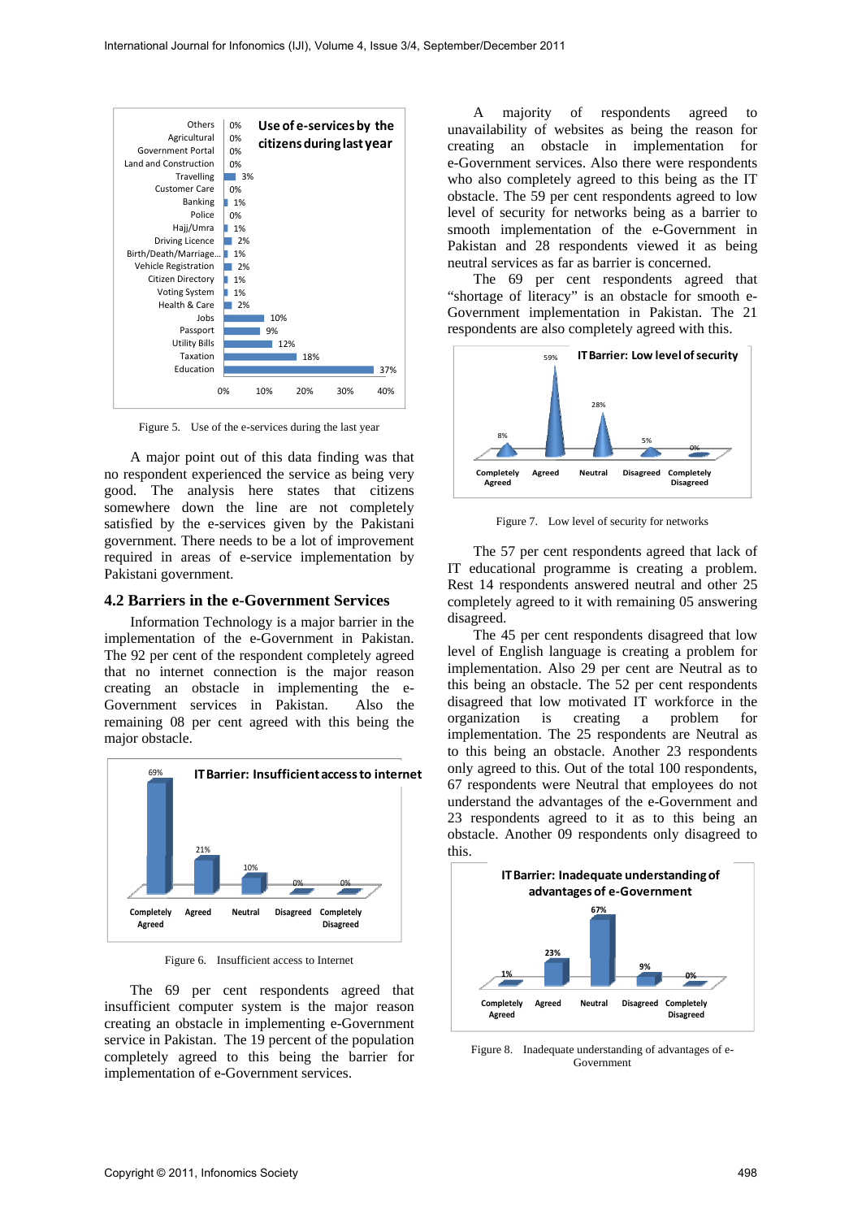Figure 5. Use of the e-services during the last year

A major point out of this data finding was that no respondent experienced the service as being very good. The analysis here states that citizens somewhere down the line are not completely satisfied by the e-services given by the Pakistani government. There needs to be a lot of improvement required in areas of e-service implementation by Pakistani government.

## 4.2 Barriers in the e-Government Services

Information Technology is a major barrier in the implementation of the e-Government in Pakistan. The 92 per cent of the respondent completely agreed that no internet connection is the major reason creating an obstacle in implementing the e-Government services in Pakistan. Also the remaining 08 per cent agreed with this being the major obstacle.

Figure 6. Insufficient access to Internet

The 69 per cent respondents agreed that insufficient computer system is the major reason creating an obstacle in implementing e-Government service in Pakistan. The 19 percent of the population completely agreed to this being the barrier for implementation of e-Government services.

A majority of respondents agreed to unavailability of websites as being the reason for creating an obstacle in implementation for e-Government services. Also there were respondents who also completely agreed to this being as the IT obstacle. The 59 per cent respondents agreed to low level of security for networks being as a barrier to smooth implementation of the e-Government in Pakistan and 28 respondents viewed it as being neutral services as far as barrier is concerned.

The 69 per cent respondents agreed that "shortage of literacy" is an obstacle for smooth e-Government implementation in Pakistan. The 21 respondents are also completely agreed with this.

Figure 7. Low level of security for networks

The 57 per cent respondents agreed that lack of IT educational programme is creating a problem. Rest 14 respondents answered neutral and other 25 completely agreed to it with remaining 05 answering disagreed.

The 45 per cent respondents disagreed that low level of English language is creating a problem for implementation. Also 29 per cent are Neutral as to this being an obstacle. The 52 per cent respondents disagreed that low motivated IT workforce in the organization is creating a problem for implementation. The 25 respondents are Neutral as to this being an obstacle. Another 23 respondents only agreed to this. Out of the total 100 respondents, 67 respondents were Neutral that employees do not understand the advantages of the e-Government and 23 respondents agreed to it as to this being an obstacle. Another 09 respondents only disagreed to this.

Figure 8. Inadequate understanding of advantages of e-Government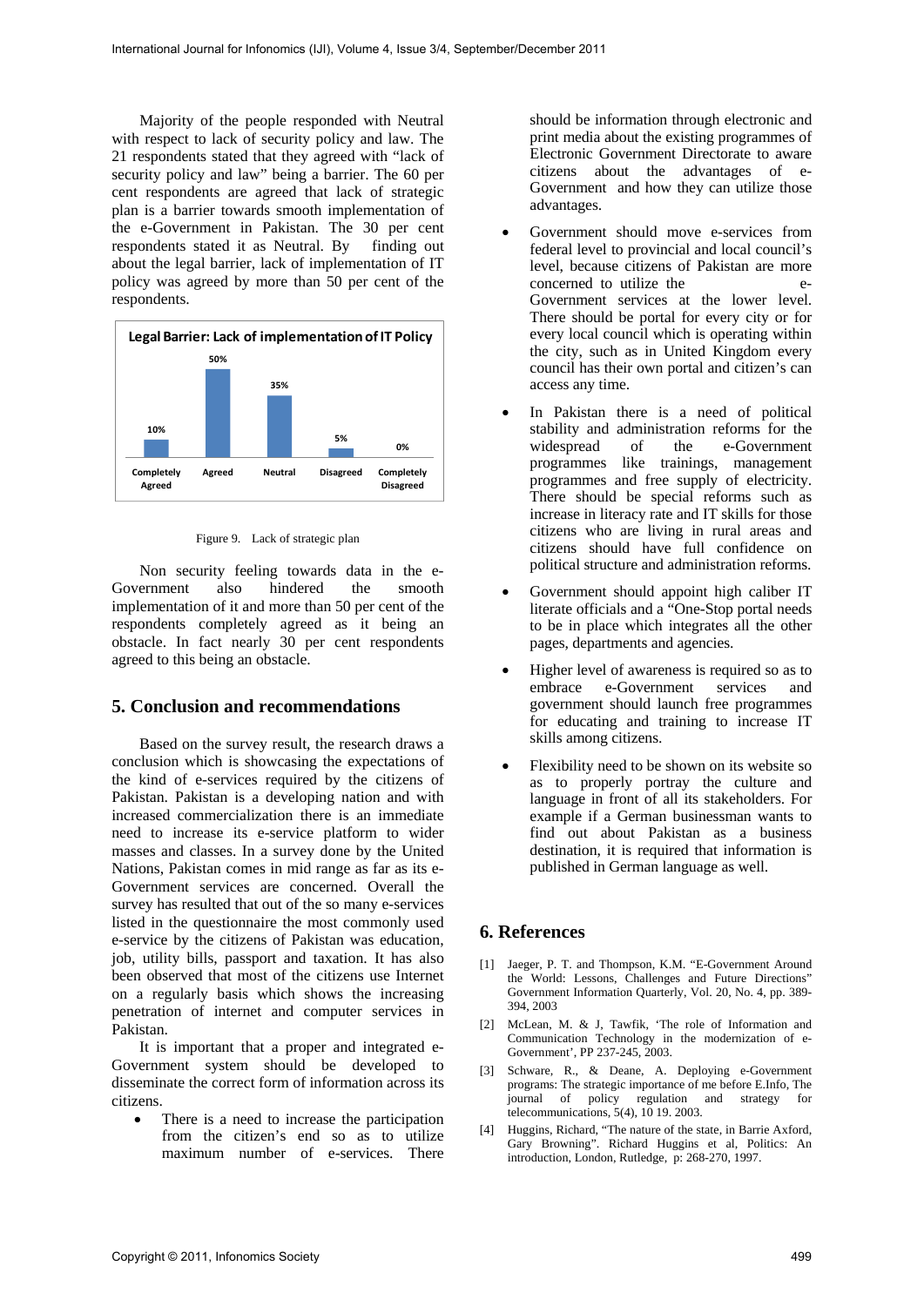Majority of the people responded with Neutral with respect to lack of security policy and law. The 21 respondents stated that they agreed with "lack of security policy and law" being a barrier. The 60 per cent respondents are agreed that lack of strategic plan is a barrier towards smooth implementation of the e-Government in Pakistan. The 30 per cent respondents stated it as Neutral. By finding out about the legal barrier, lack of implementation of IT policy was agreed by more than 50 per cent of the respondents.

**Legal Barrier: Lack of implementation of IT Policy**

| Completely Agreed | Agreed | Neutral | Disagreed | Completely Disagreed |
|---|---|---|---|---|
| 10% | 50% | 35% | 5% | 0% |

Figure 9. Lack of strategic plan

Non security feeling towards data in the e-Government also hindered the smooth implementation of it and more than 50 per cent of the respondents completely agreed as it being an obstacle. In fact nearly 30 per cent respondents agreed to this being an obstacle.

## 5. Conclusion and recommendations

Based on the survey result, the research draws a conclusion which is showcasing the expectations of the kind of e-services required by the citizens of Pakistan. Pakistan is a developing nation and with increased commercialization there is an immediate need to increase its e-service platform to wider masses and classes. In a survey done by the United Nations, Pakistan comes in mid range as far as its e-Government services are concerned. Overall the survey has resulted that out of the so many e-services listed in the questionnaire the most commonly used e-service by the citizens of Pakistan was education, job, utility bills, passport and taxation. It has also been observed that most of the citizens use Internet on a regularly basis which shows the increasing penetration of internet and computer services in Pakistan.

It is important that a proper and integrated e-Government system should be developed to disseminate the correct form of information across its citizens.

- There is a need to increase the participation from the citizen's end so as to utilize maximum number of e-services. There should be information through electronic and print media about the existing programmes of Electronic Government Directorate to aware citizens about the advantages of e-Government and how they can utilize those advantages.
- Government should move e-services from federal level to provincial and local council's level, because citizens of Pakistan are more concerned to utilize the e-Government services at the lower level. There should be portal for every city or for every local council which is operating within the city, such as in United Kingdom every council has their own portal and citizen's can access any time.
- In Pakistan there is a need of political stability and administration reforms for the widespread of the e-Government programmes like trainings, management programmes and free supply of electricity. There should be special reforms such as increase in literacy rate and IT skills for those citizens who are living in rural areas and citizens should have full confidence on political structure and administration reforms.
- Government should appoint high caliber IT literate officials and a "One-Stop portal needs to be in place which integrates all the other pages, departments and agencies.
- Higher level of awareness is required so as to embrace e-Government services and government should launch free programmes for educating and training to increase IT skills among citizens.
- Flexibility need to be shown on its website so as to properly portray the culture and language in front of all its stakeholders. For example if a German businessman wants to find out about Pakistan as a business destination, it is required that information is published in German language as well.

## 6. References

[1] Jaeger, P. T. and Thompson, K.M. "E-Government Around the World: Lessons, Challenges and Future Directions" Government Information Quarterly, Vol. 20, No. 4, pp. 389-394, 2003

[2] McLean, M. & J, Tawfik, 'The role of Information and Communication Technology in the modernization of e-Government', PP 237-245, 2003.

[3] Schware, R., & Deane, A. Deploying e-Government programs: The strategic importance of me before E.Info, The journal of policy regulation and strategy for telecommunications, 5(4), 10 19. 2003.

[4] Huggins, Richard, "The nature of the state, in Barrie Axford, Gary Browning". Richard Huggins et al, Politics: An introduction, London, Rutledge, p: 268-270, 1997.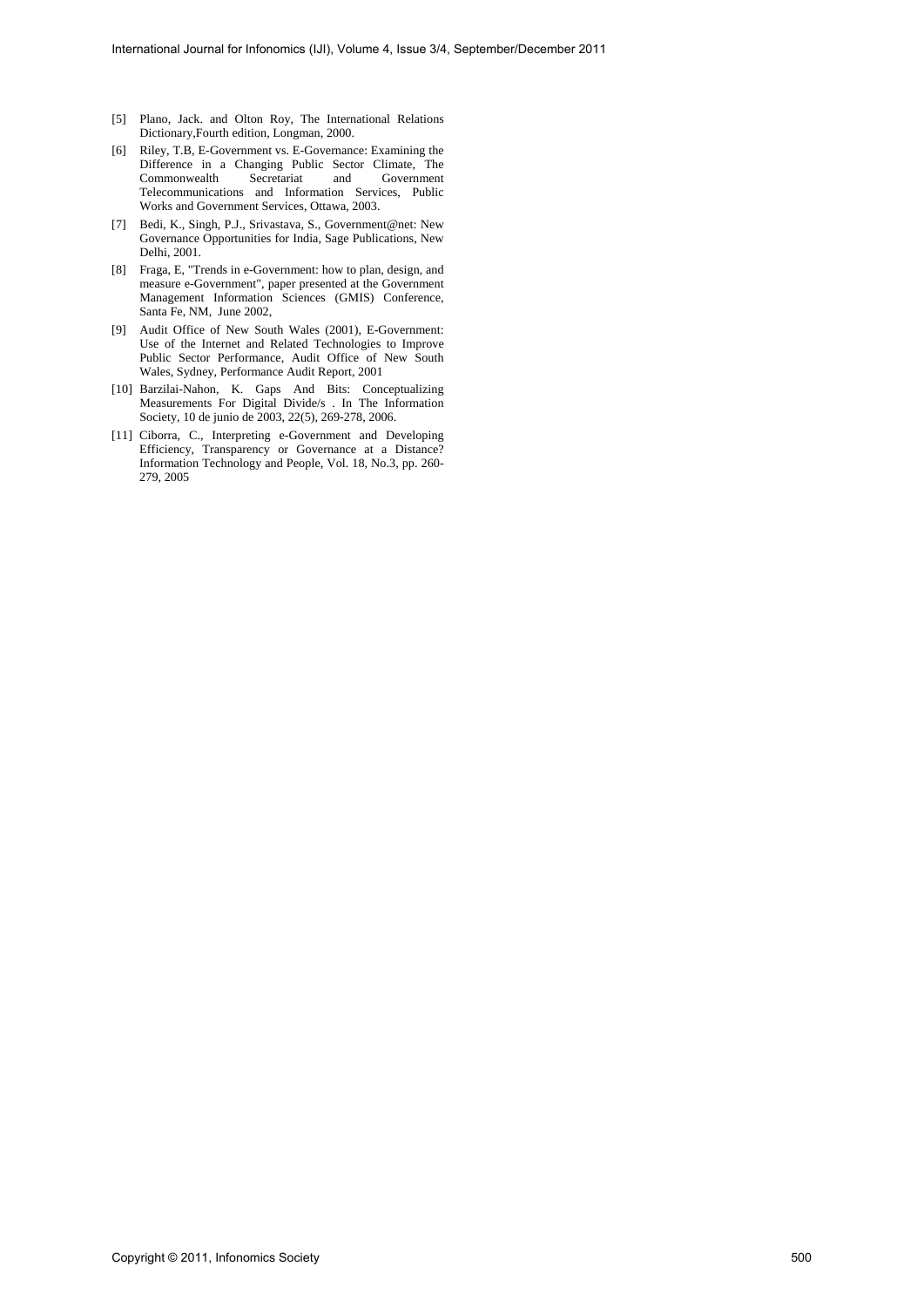[5] Plano, Jack. and Olton Roy, The International Relations Dictionary,Fourth edition, Longman, 2000.

[6] Riley, T.B, E-Government vs. E-Governance: Examining the Difference in a Changing Public Sector Climate, The Commonwealth Secretariat and Government Telecommunications and Information Services, Public Works and Government Services, Ottawa, 2003.

[7] Bedi, K., Singh, P.J., Srivastava, S., Government@net: New Governance Opportunities for India, Sage Publications, New Delhi, 2001.

[8] Fraga, E, "Trends in e-Government: how to plan, design, and measure e-Government", paper presented at the Government Management Information Sciences (GMIS) Conference, Santa Fe, NM, June 2002,

[9] Audit Office of New South Wales (2001), E-Government: Use of the Internet and Related Technologies to Improve Public Sector Performance, Audit Office of New South Wales, Sydney, Performance Audit Report, 2001

[10] Barzilai-Nahon, K. Gaps And Bits: Conceptualizing Measurements For Digital Divide/s . In The Information Society, 10 de junio de 2003, 22(5), 269-278, 2006.

[11] Ciborra, C., Interpreting e-Government and Developing Efficiency, Transparency or Governance at a Distance? Information Technology and People, Vol. 18, No.3, pp. 260-279, 2005